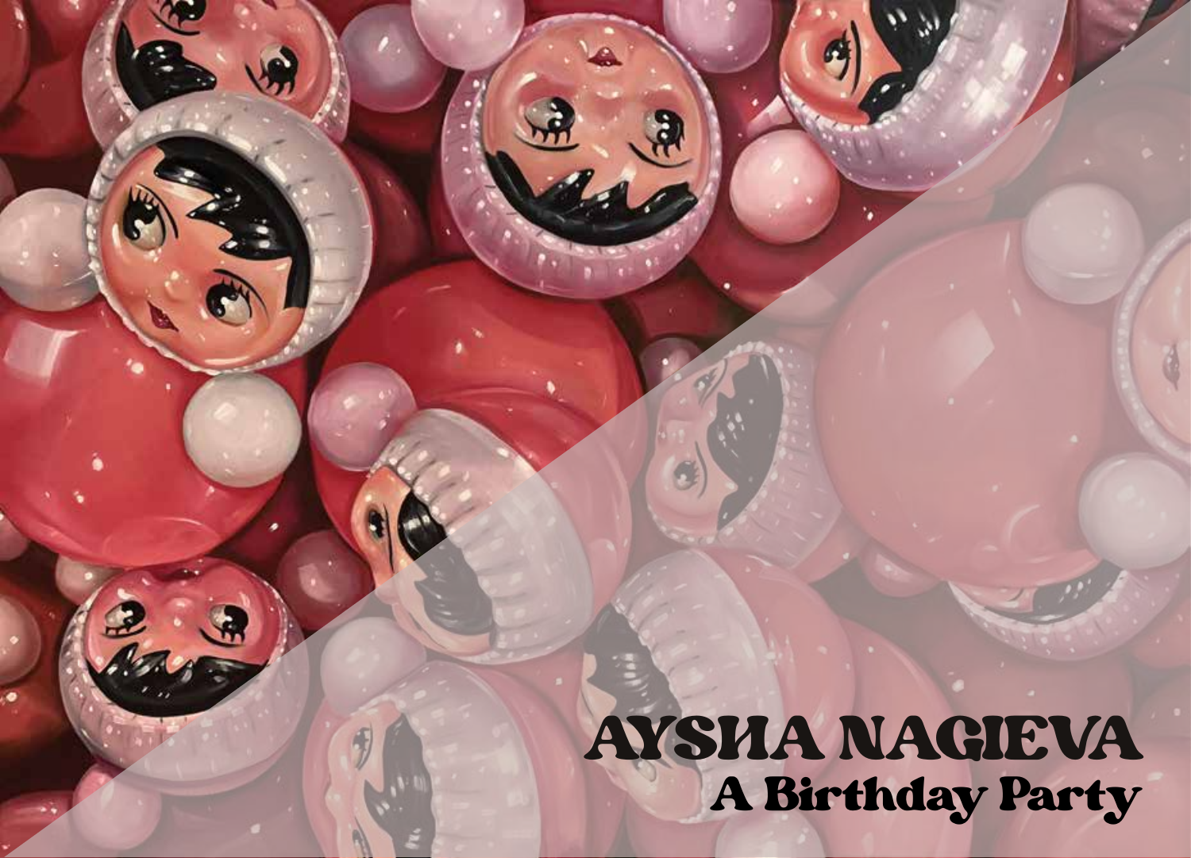# AYSHA NAGIEVA

## A Birthday Party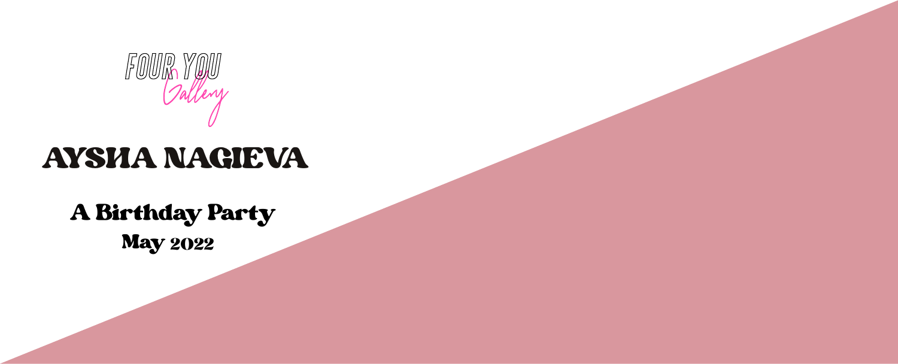FOUR YOU
Gallery

# AYSHA NAGIEVA

## A Birthday Party

### May 2022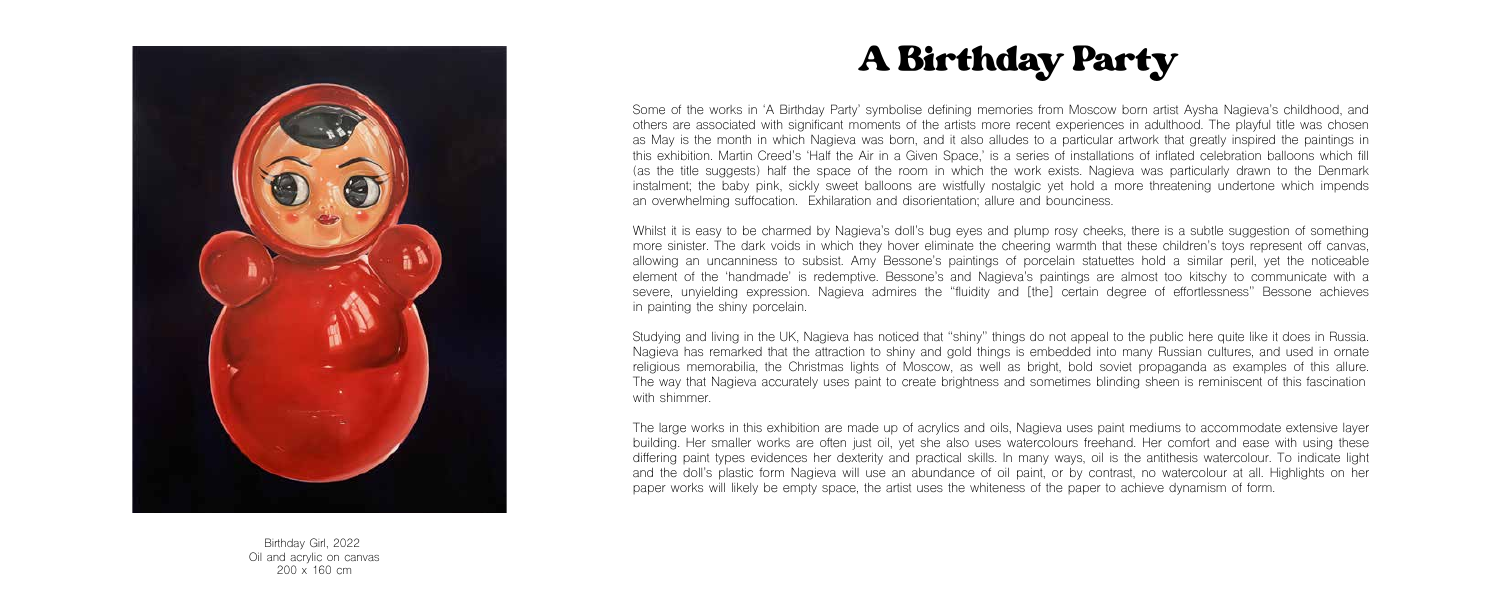# A Birthday Party

Some of the works in 'A Birthday Party' symbolise defining memories from Moscow born artist Aysha Nagieva's childhood, and others are associated with significant moments of the artists more recent experiences in adulthood. The playful title was chosen as May is the month in which Nagieva was born, and it also alludes to a particular artwork that greatly inspired the paintings in this exhibition. Martin Creed's 'Half the Air in a Given Space,' is a series of installations of inflated celebration balloons which fill (as the title suggests) half the space of the room in which the work exists. Nagieva was particularly drawn to the Denmark instalment; the baby pink, sickly sweet balloons are wistfully nostalgic yet hold a more threatening undertone which impends an overwhelming suffocation. Exhilaration and disorientation; allure and bounciness.

Whilst it is easy to be charmed by Nagieva's doll's bug eyes and plump rosy cheeks, there is a subtle suggestion of something more sinister. The dark voids in which they hover eliminate the cheering warmth that these children's toys represent off canvas, allowing an uncanniness to subsist. Amy Bessone's paintings of porcelain statuettes hold a similar peril, yet the noticeable element of the 'handmade' is redemptive. Bessone's and Nagieva's paintings are almost too kitschy to communicate with a severe, unyielding expression. Nagieva admires the "fluidity and [the] certain degree of effortlessness" Bessone achieves in painting the shiny porcelain.

Studying and living in the UK, Nagieva has noticed that "shiny" things do not appeal to the public here quite like it does in Russia. Nagieva has remarked that the attraction to shiny and gold things is embedded into many Russian cultures, and used in ornate religious memorabilia, the Christmas lights of Moscow, as well as bright, bold soviet propaganda as examples of this allure. The way that Nagieva accurately uses paint to create brightness and sometimes blinding sheen is reminiscent of this fascination with shimmer.

The large works in this exhibition are made up of acrylics and oils, Nagieva uses paint mediums to accommodate extensive layer building. Her smaller works are often just oil, yet she also uses watercolours freehand. Her comfort and ease with using these differing paint types evidences her dexterity and practical skills. In many ways, oil is the antithesis watercolour. To indicate light and the doll's plastic form Nagieva will use an abundance of oil paint, or by contrast, no watercolour at all. Highlights on her paper works will likely be empty space, the artist uses the whiteness of the paper to achieve dynamism of form.

Birthday Girl, 2022
Oil and acrylic on canvas
200 x 160 cm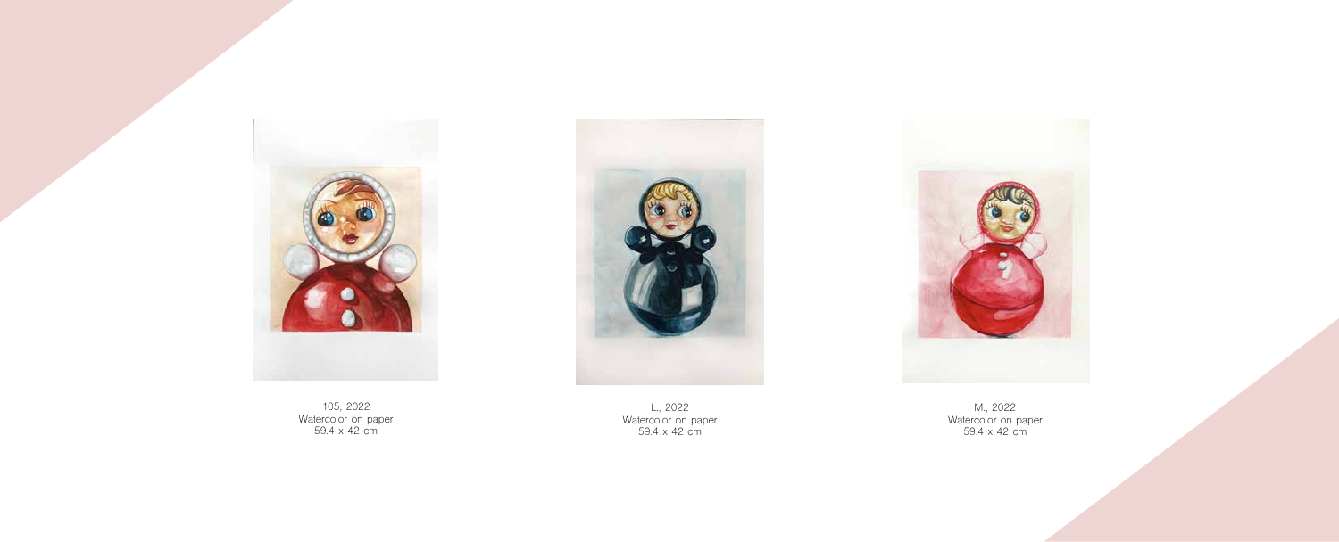105, 2022
Watercolor on paper
59.4 x 42 cm

L., 2022
Watercolor on paper
59.4 x 42 cm

M., 2022
Watercolor on paper
59.4 x 42 cm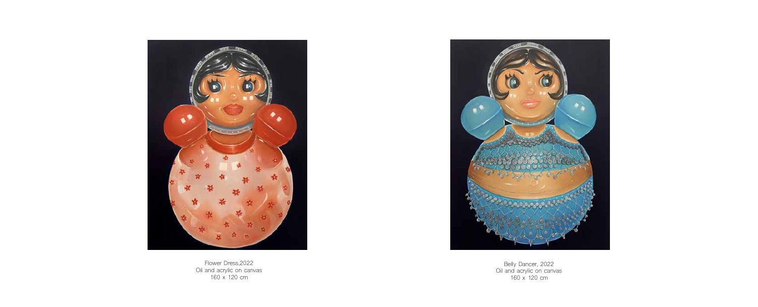Flower Dress,2022
Oil and acrylic on canvas
160 x 120 cm

Belly Dancer, 2022
Oil and acrylic on canvas
160 x 120 cm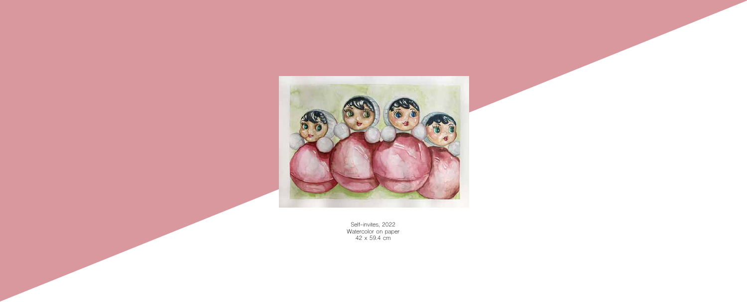Self-invites, 2022
Watercolor on paper
42 x 59.4 cm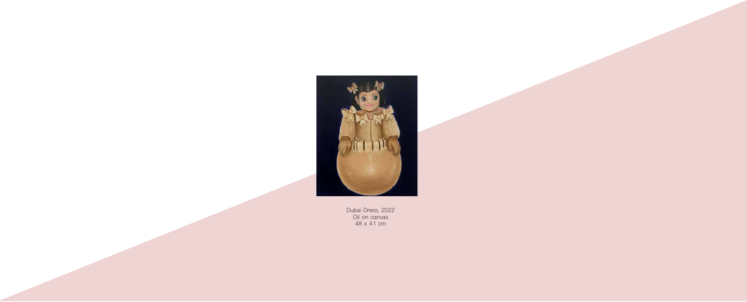Dubai Dress, 2022
Oil on canvas
48 x 41 cm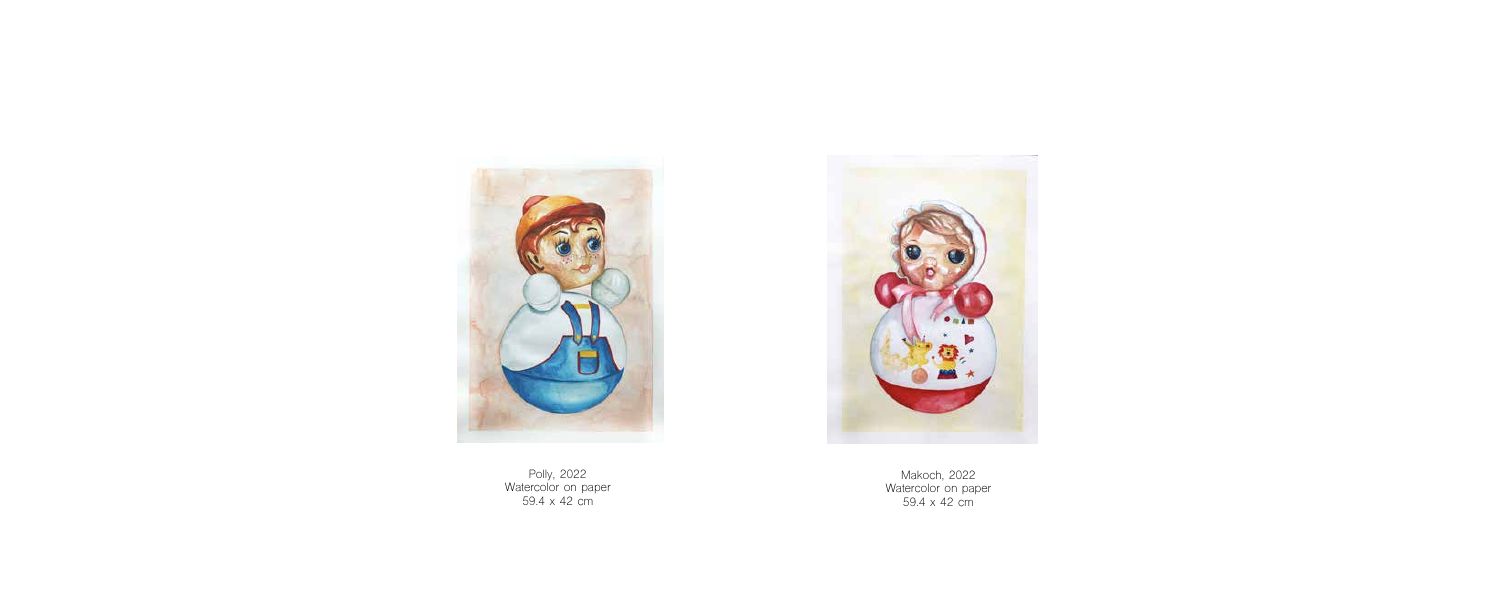Polly, 2022
Watercolor on paper
59.4 x 42 cm

Makoch, 2022
Watercolor on paper
59.4 x 42 cm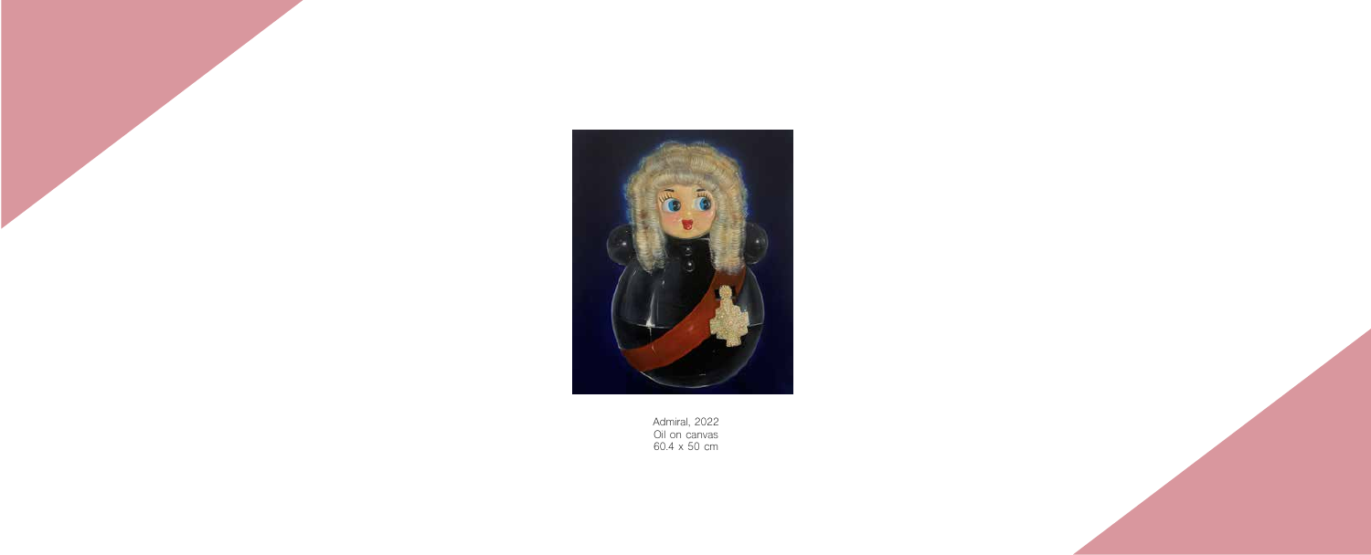Admiral, 2022
Oil on canvas
60.4 x 50 cm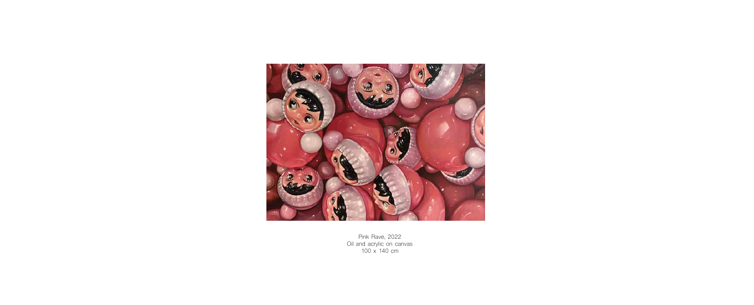Pink Rave, 2022
Oil and acrylic on canvas
100 x 140 cm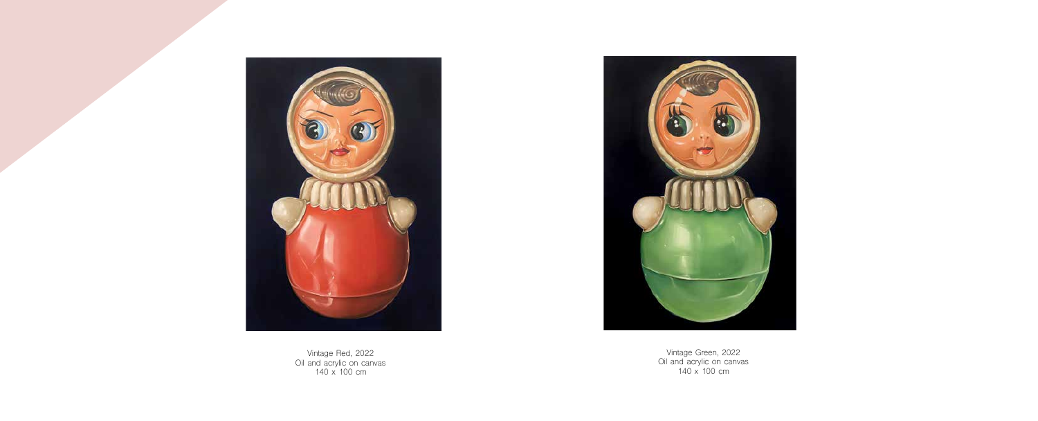Vintage Red, 2022
Oil and acrylic on canvas
140 x 100 cm

Vintage Green, 2022
Oil and acrylic on canvas
140 x 100 cm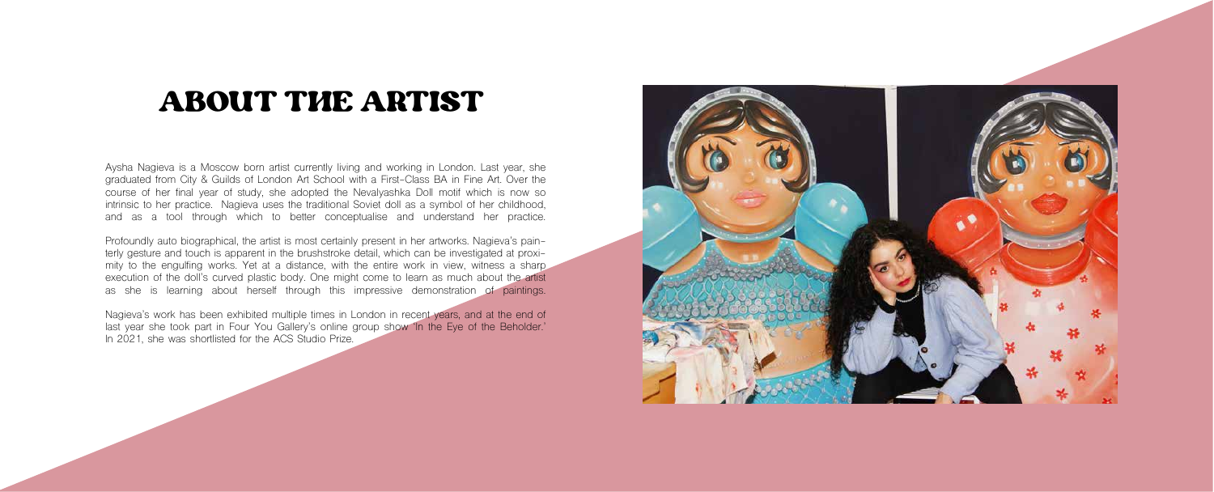# ABOUT THE ARTIST

Aysha Nagieva is a Moscow born artist currently living and working in London. Last year, she graduated from City & Guilds of London Art School with a First-Class BA in Fine Art. Over the course of her final year of study, she adopted the Nevalyashka Doll motif which is now so intrinsic to her practice. Nagieva uses the traditional Soviet doll as a symbol of her childhood, and as a tool through which to better conceptualise and understand her practice.

Profoundly auto biographical, the artist is most certainly present in her artworks. Nagieva's painterly gesture and touch is apparent in the brushstroke detail, which can be investigated at proximity to the engulfing works. Yet at a distance, with the entire work in view, witness a sharp execution of the doll's curved plastic body. One might come to learn as much about the artist as she is learning about herself through this impressive demonstration of paintings.

Nagieva's work has been exhibited multiple times in London in recent years, and at the end of last year she took part in Four You Gallery's online group show 'In the Eye of the Beholder.' In 2021, she was shortlisted for the ACS Studio Prize.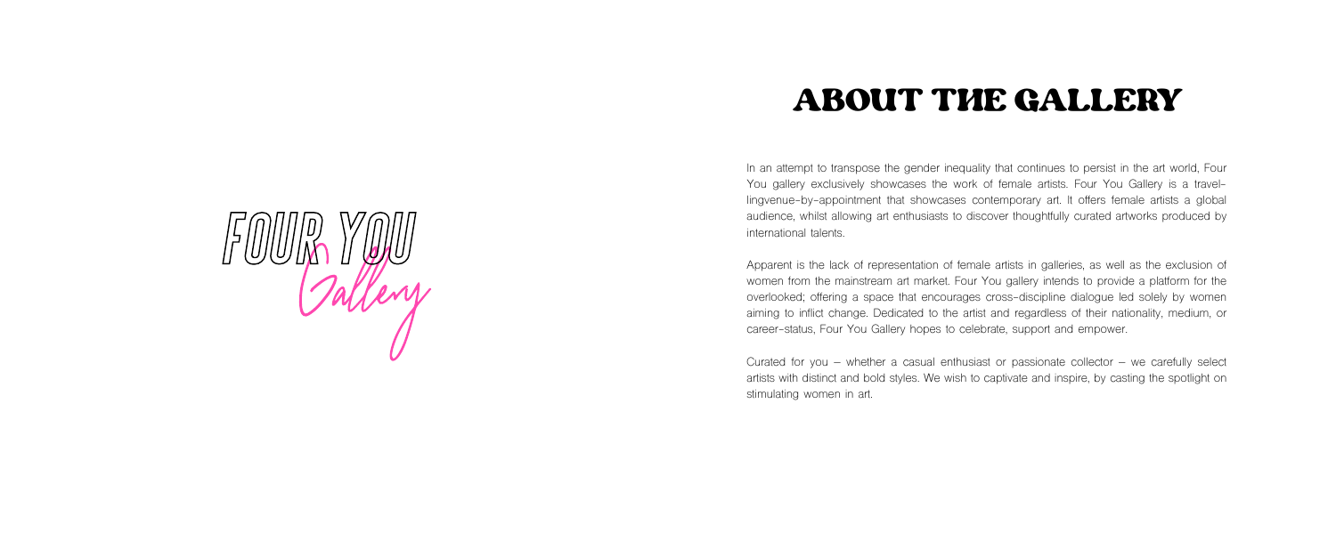FOUR YOU Gallery

# ABOUT THE GALLERY

In an attempt to transpose the gender inequality that continues to persist in the art world, Four You gallery exclusively showcases the work of female artists. Four You Gallery is a travel-lingvenue-by-appointment that showcases contemporary art. It offers female artists a global audience, whilst allowing art enthusiasts to discover thoughtfully curated artworks produced by international talents.

Apparent is the lack of representation of female artists in galleries, as well as the exclusion of women from the mainstream art market. Four You gallery intends to provide a platform for the overlooked; offering a space that encourages cross-discipline dialogue led solely by women aiming to inflict change. Dedicated to the artist and regardless of their nationality, medium, or career-status, Four You Gallery hopes to celebrate, support and empower.

Curated for you – whether a casual enthusiast or passionate collector – we carefully select artists with distinct and bold styles. We wish to captivate and inspire, by casting the spotlight on stimulating women in art.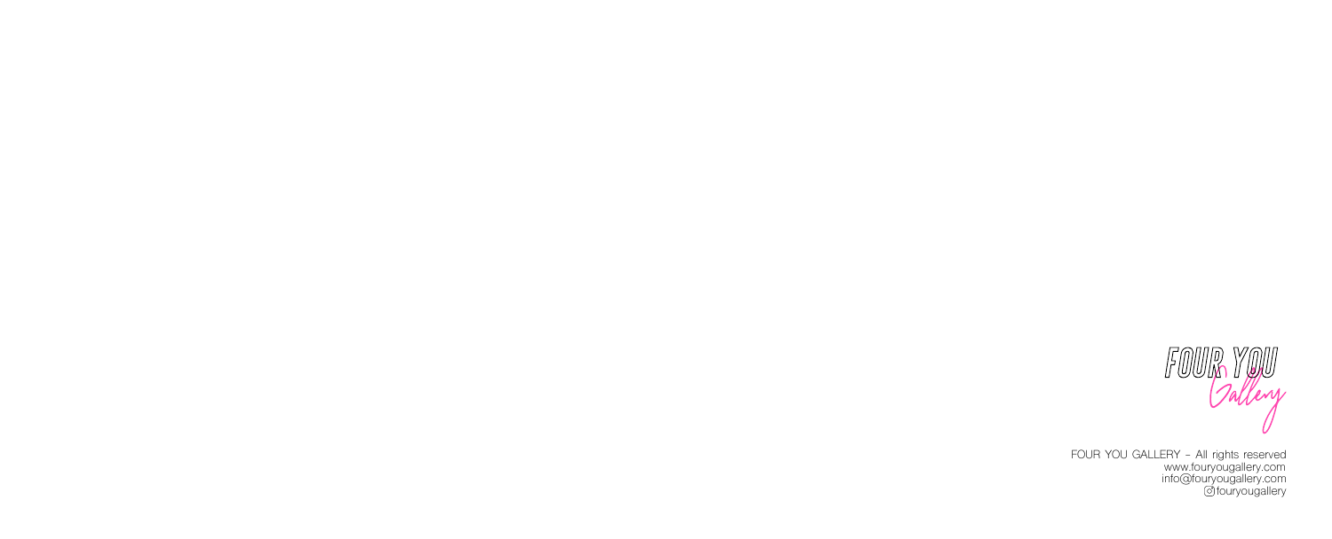FOUR YOU
Gallery

FOUR YOU GALLERY - All rights reserved
www.fouryougallery.com
info@fouryougallery.com
fouryougallery